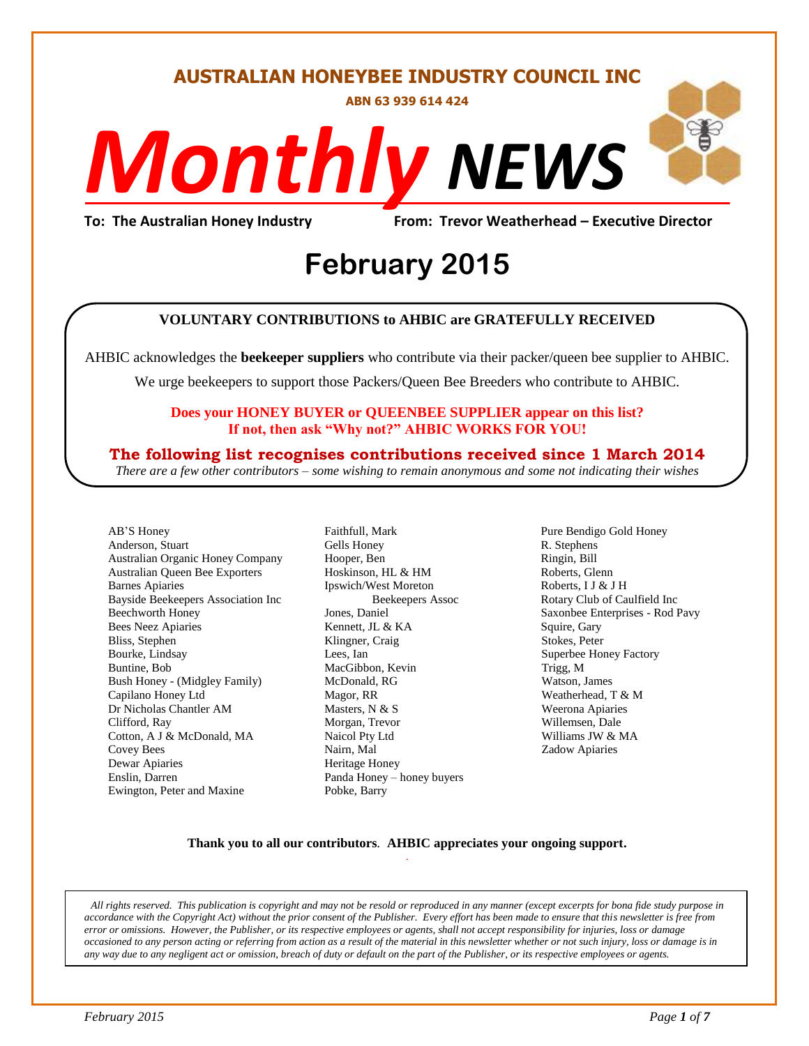# AUSTRALIAN HONEYBEE INDUSTRY COUNCIL INC

**ABN 63 939 614 424**

# *Monthly NEWS*

**To: The Australian Honey Industry** **From: Trevor Weatherhead – Executive Director**

## February 2015

**VOLUNTARY CONTRIBUTIONS to AHBIC are GRATEFULLY RECEIVED**

AHBIC acknowledges the **beekeeper suppliers** who contribute via their packer/queen bee supplier to AHBIC.

We urge beekeepers to support those Packers/Queen Bee Breeders who contribute to AHBIC.

**Does your HONEY BUYER or QUEENBEE SUPPLIER appear on this list?**
**If not, then ask "Why not?" AHBIC WORKS FOR YOU!**

**The following list recognises contributions received since 1 March 2014**

*There are a few other contributors – some wishing to remain anonymous and some not indicating their wishes*

AB'S Honey
Anderson, Stuart
Australian Organic Honey Company
Australian Queen Bee Exporters
Barnes Apiaries
Bayside Beekeepers Association Inc
Beechworth Honey
Bees Neez Apiaries
Bliss, Stephen
Bourke, Lindsay
Buntine, Bob
Bush Honey - (Midgley Family)
Capilano Honey Ltd
Dr Nicholas Chantler AM
Clifford, Ray
Cotton, A J & McDonald, MA
Covey Bees
Dewar Apiaries
Enslin, Darren
Ewington, Peter and Maxine
Faithfull, Mark
Gells Honey
Hooper, Ben
Hoskinson, HL & HM
Ipswich/West Moreton Beekeepers Assoc
Jones, Daniel
Kennett, JL & KA
Klingner, Craig
Lees, Ian
MacGibbon, Kevin
McDonald, RG
Magor, RR
Masters, N & S
Morgan, Trevor
Naicol Pty Ltd
Nairn, Mal
Heritage Honey
Panda Honey – honey buyers
Pobke, Barry
Pure Bendigo Gold Honey
R. Stephens
Ringin, Bill
Roberts, Glenn
Roberts, I J & J H
Rotary Club of Caulfield Inc
Saxonbee Enterprises - Rod Pavy
Squire, Gary
Stokes, Peter
Superbee Honey Factory
Trigg, M
Watson, James
Weatherhead, T & M
Weerona Apiaries
Willemsen, Dale
Williams JW & MA
Zadow Apiaries

**Thank you to all our contributors**. **AHBIC appreciates your ongoing support.**

*All rights reserved. This publication is copyright and may not be resold or reproduced in any manner (except excerpts for bona fide study purpose in accordance with the Copyright Act) without the prior consent of the Publisher. Every effort has been made to ensure that this newsletter is free from error or omissions. However, the Publisher, or its respective employees or agents, shall not accept responsibility for injuries, loss or damage occasioned to any person acting or referring from action as a result of the material in this newsletter whether or not such injury, loss or damage is in any way due to any negligent act or omission, breach of duty or default on the part of the Publisher, or its respective employees or agents.*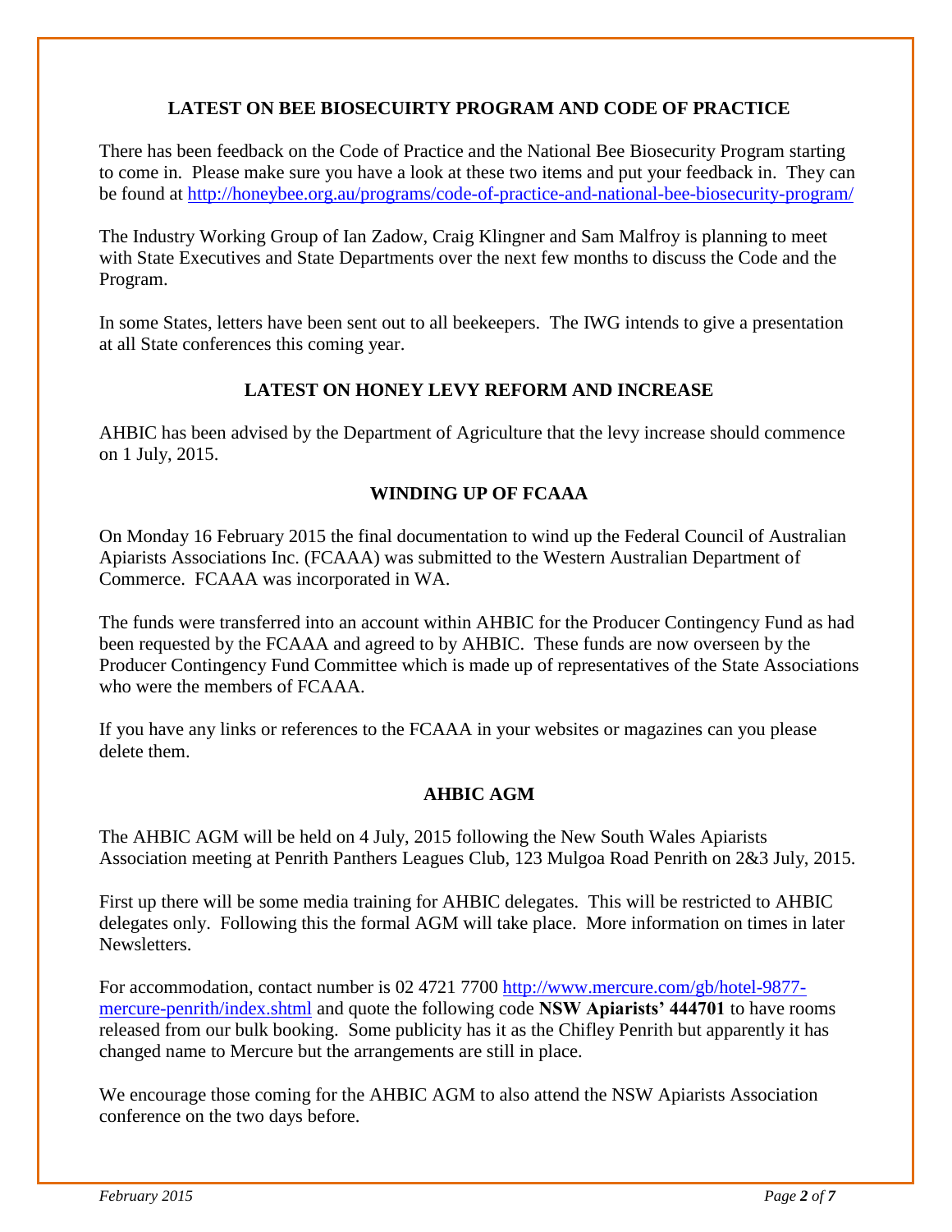## LATEST ON BEE BIOSECUIRTY PROGRAM AND CODE OF PRACTICE

There has been feedback on the Code of Practice and the National Bee Biosecurity Program starting to come in. Please make sure you have a look at these two items and put your feedback in. They can be found at http://honeybee.org.au/programs/code-of-practice-and-national-bee-biosecurity-program/

The Industry Working Group of Ian Zadow, Craig Klingner and Sam Malfroy is planning to meet with State Executives and State Departments over the next few months to discuss the Code and the Program.

In some States, letters have been sent out to all beekeepers. The IWG intends to give a presentation at all State conferences this coming year.

## LATEST ON HONEY LEVY REFORM AND INCREASE

AHBIC has been advised by the Department of Agriculture that the levy increase should commence on 1 July, 2015.

## WINDING UP OF FCAAA

On Monday 16 February 2015 the final documentation to wind up the Federal Council of Australian Apiarists Associations Inc. (FCAAA) was submitted to the Western Australian Department of Commerce. FCAAA was incorporated in WA.

The funds were transferred into an account within AHBIC for the Producer Contingency Fund as had been requested by the FCAAA and agreed to by AHBIC. These funds are now overseen by the Producer Contingency Fund Committee which is made up of representatives of the State Associations who were the members of FCAAA.

If you have any links or references to the FCAAA in your websites or magazines can you please delete them.

## AHBIC AGM

The AHBIC AGM will be held on 4 July, 2015 following the New South Wales Apiarists Association meeting at Penrith Panthers Leagues Club, 123 Mulgoa Road Penrith on 2&3 July, 2015.

First up there will be some media training for AHBIC delegates. This will be restricted to AHBIC delegates only. Following this the formal AGM will take place. More information on times in later Newsletters.

For accommodation, contact number is 02 4721 7700 http://www.mercure.com/gb/hotel-9877-mercure-penrith/index.shtml and quote the following code **NSW Apiarists' 444701** to have rooms released from our bulk booking. Some publicity has it as the Chifley Penrith but apparently it has changed name to Mercure but the arrangements are still in place.

We encourage those coming for the AHBIC AGM to also attend the NSW Apiarists Association conference on the two days before.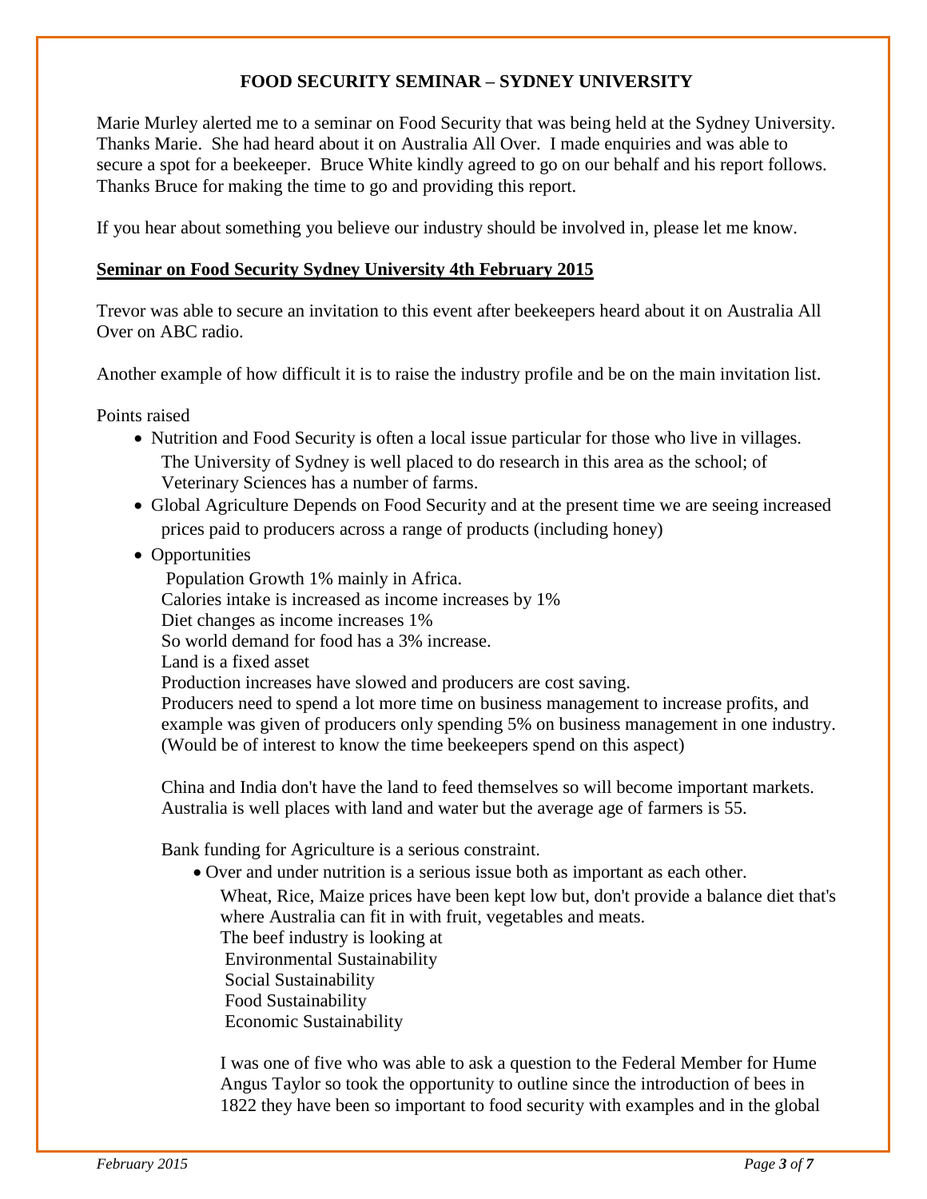## FOOD SECURITY SEMINAR – SYDNEY UNIVERSITY

Marie Murley alerted me to a seminar on Food Security that was being held at the Sydney University. Thanks Marie. She had heard about it on Australia All Over. I made enquiries and was able to secure a spot for a beekeeper. Bruce White kindly agreed to go on our behalf and his report follows. Thanks Bruce for making the time to go and providing this report.

If you hear about something you believe our industry should be involved in, please let me know.

**Seminar on Food Security Sydney University 4th February 2015**

Trevor was able to secure an invitation to this event after beekeepers heard about it on Australia All Over on ABC radio.

Another example of how difficult it is to raise the industry profile and be on the main invitation list.

Points raised

- Nutrition and Food Security is often a local issue particular for those who live in villages. The University of Sydney is well placed to do research in this area as the school; of Veterinary Sciences has a number of farms.
- Global Agriculture Depends on Food Security and at the present time we are seeing increased prices paid to producers across a range of products (including honey)
- Opportunities

  Population Growth 1% mainly in Africa.
  Calories intake is increased as income increases by 1%
  Diet changes as income increases 1%
  So world demand for food has a 3% increase.
  Land is a fixed asset
  Production increases have slowed and producers are cost saving.
  Producers need to spend a lot more time on business management to increase profits, and example was given of producers only spending 5% on business management in one industry. (Would be of interest to know the time beekeepers spend on this aspect)

  China and India don't have the land to feed themselves so will become important markets. Australia is well places with land and water but the average age of farmers is 55.

  Bank funding for Agriculture is a serious constraint.

  - Over and under nutrition is a serious issue both as important as each other.

    Wheat, Rice, Maize prices have been kept low but, don't provide a balance diet that's where Australia can fit in with fruit, vegetables and meats.
    The beef industry is looking at
    Environmental Sustainability
    Social Sustainability
    Food Sustainability
    Economic Sustainability

    I was one of five who was able to ask a question to the Federal Member for Hume Angus Taylor so took the opportunity to outline since the introduction of bees in 1822 they have been so important to food security with examples and in the global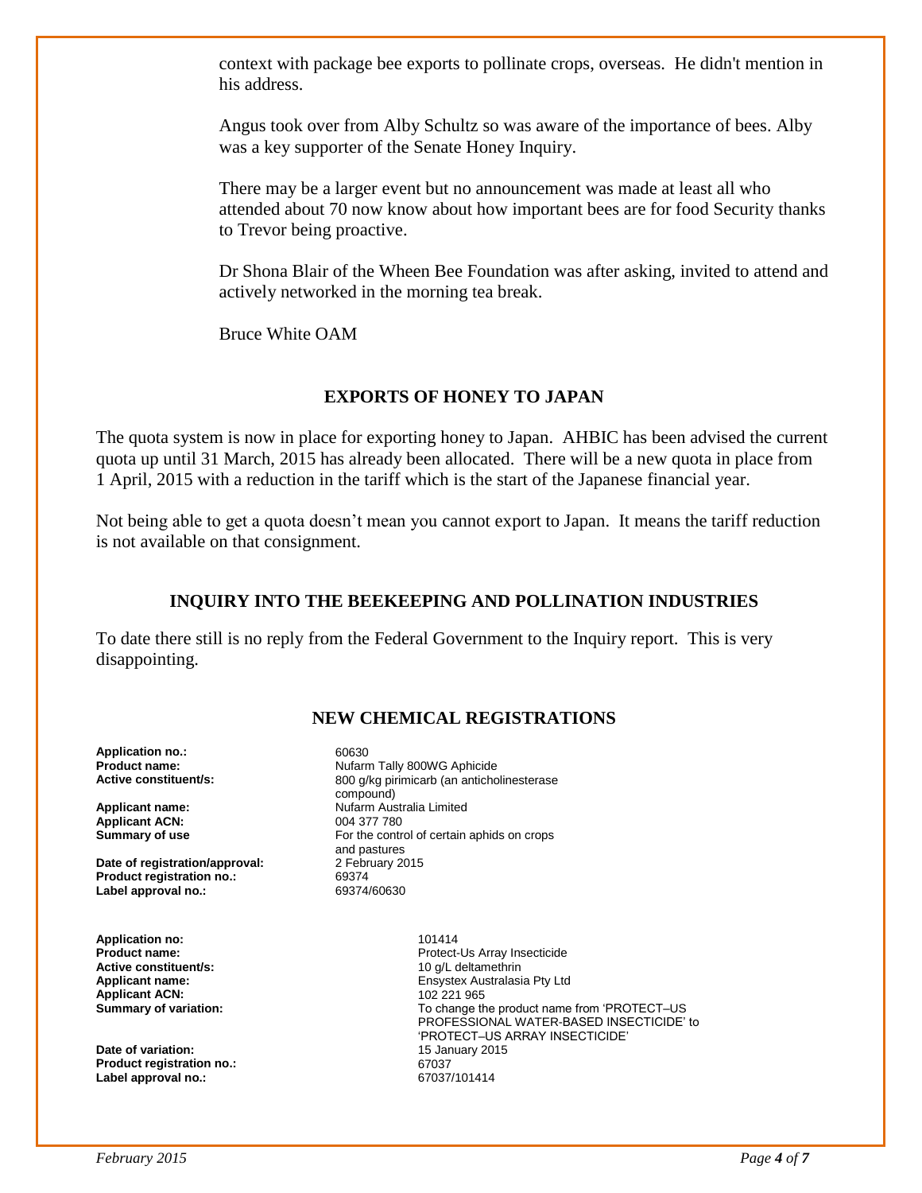context with package bee exports to pollinate crops, overseas. He didn't mention in his address.

Angus took over from Alby Schultz so was aware of the importance of bees. Alby was a key supporter of the Senate Honey Inquiry.

There may be a larger event but no announcement was made at least all who attended about 70 now know about how important bees are for food Security thanks to Trevor being proactive.

Dr Shona Blair of the Wheen Bee Foundation was after asking, invited to attend and actively networked in the morning tea break.

Bruce White OAM

## EXPORTS OF HONEY TO JAPAN

The quota system is now in place for exporting honey to Japan. AHBIC has been advised the current quota up until 31 March, 2015 has already been allocated. There will be a new quota in place from 1 April, 2015 with a reduction in the tariff which is the start of the Japanese financial year.

Not being able to get a quota doesn't mean you cannot export to Japan. It means the tariff reduction is not available on that consignment.

## INQUIRY INTO THE BEEKEEPING AND POLLINATION INDUSTRIES

To date there still is no reply from the Federal Government to the Inquiry report. This is very disappointing.

## NEW CHEMICAL REGISTRATIONS

| | |
|---|---|
| **Application no.:** | 60630 |
| **Product name:** | Nufarm Tally 800WG Aphicide |
| **Active constituent/s:** | 800 g/kg pirimicarb (an anticholinesterase compound) |
| **Applicant name:** | Nufarm Australia Limited |
| **Applicant ACN:** | 004 377 780 |
| **Summary of use** | For the control of certain aphids on crops and pastures |
| **Date of registration/approval:** | 2 February 2015 |
| **Product registration no.:** | 69374 |
| **Label approval no.:** | 69374/60630 |

| | |
|---|---|
| **Application no:** | 101414 |
| **Product name:** | Protect-Us Array Insecticide |
| **Active constituent/s:** | 10 g/L deltamethrin |
| **Applicant name:** | Ensystex Australasia Pty Ltd |
| **Applicant ACN:** | 102 221 965 |
| **Summary of variation:** | To change the product name from 'PROTECT–US PROFESSIONAL WATER-BASED INSECTICIDE' to 'PROTECT–US ARRAY INSECTICIDE' |
| **Date of variation:** | 15 January 2015 |
| **Product registration no.:** | 67037 |
| **Label approval no.:** | 67037/101414 |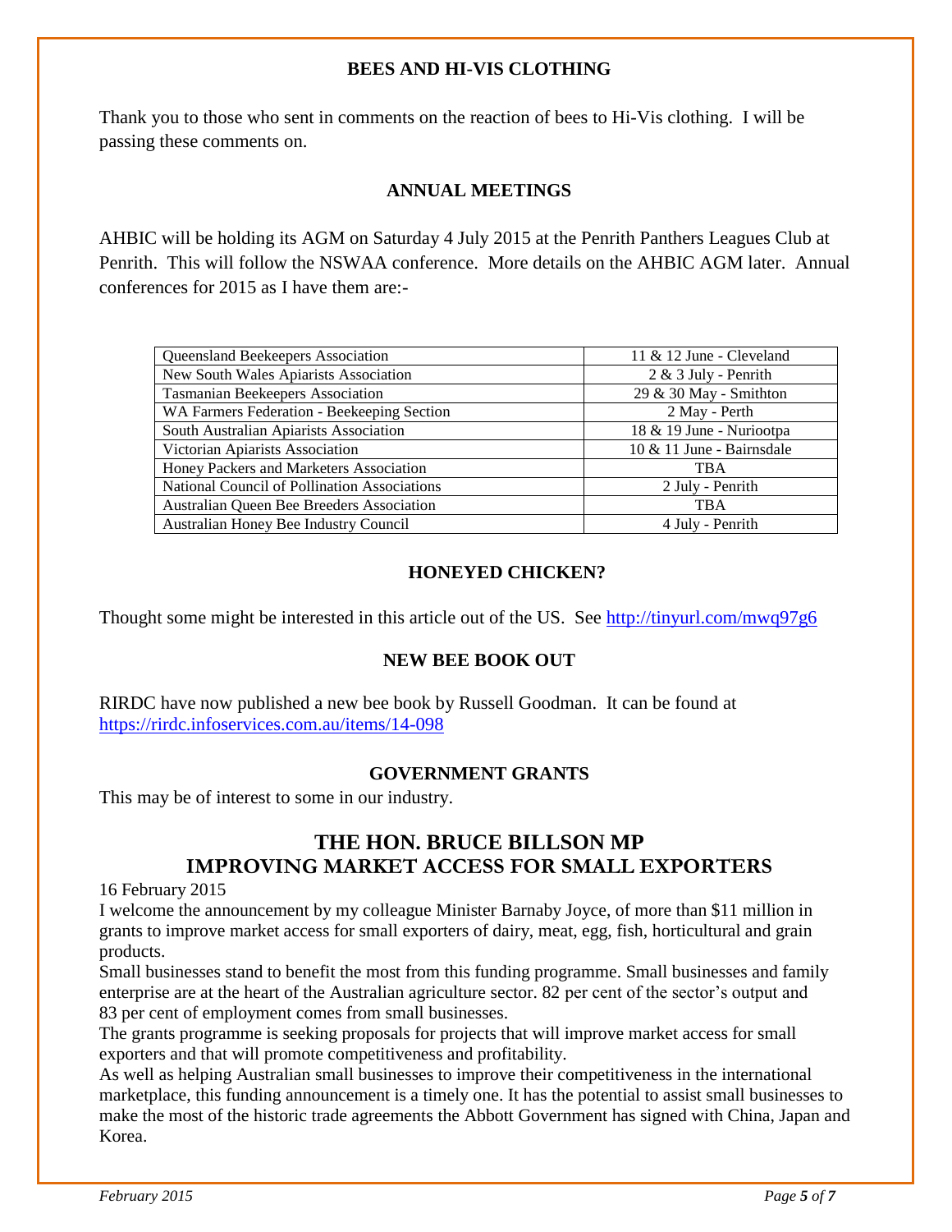## BEES AND HI-VIS CLOTHING

Thank you to those who sent in comments on the reaction of bees to Hi-Vis clothing. I will be passing these comments on.

## ANNUAL MEETINGS

AHBIC will be holding its AGM on Saturday 4 July 2015 at the Penrith Panthers Leagues Club at Penrith. This will follow the NSWAA conference. More details on the AHBIC AGM later. Annual conferences for 2015 as I have them are:-

| Organisation | Date / Location |
|---|---|
| Queensland Beekeepers Association | 11 & 12 June - Cleveland |
| New South Wales Apiarists Association | 2 & 3 July - Penrith |
| Tasmanian Beekeepers Association | 29 & 30 May - Smithton |
| WA Farmers Federation - Beekeeping Section | 2 May - Perth |
| South Australian Apiarists Association | 18 & 19 June - Nuriootpa |
| Victorian Apiarists Association | 10 & 11 June - Bairnsdale |
| Honey Packers and Marketers Association | TBA |
| National Council of Pollination Associations | 2 July - Penrith |
| Australian Queen Bee Breeders Association | TBA |
| Australian Honey Bee Industry Council | 4 July - Penrith |

## HONEYED CHICKEN?

Thought some might be interested in this article out of the US. See http://tinyurl.com/mwq97g6

## NEW BEE BOOK OUT

RIRDC have now published a new bee book by Russell Goodman. It can be found at https://rirdc.infoservices.com.au/items/14-098

## GOVERNMENT GRANTS

This may be of interest to some in our industry.

## THE HON. BRUCE BILLSON MP
## IMPROVING MARKET ACCESS FOR SMALL EXPORTERS

16 February 2015

I welcome the announcement by my colleague Minister Barnaby Joyce, of more than $11 million in grants to improve market access for small exporters of dairy, meat, egg, fish, horticultural and grain products.

Small businesses stand to benefit the most from this funding programme. Small businesses and family enterprise are at the heart of the Australian agriculture sector. 82 per cent of the sector's output and 83 per cent of employment comes from small businesses.

The grants programme is seeking proposals for projects that will improve market access for small exporters and that will promote competitiveness and profitability.

As well as helping Australian small businesses to improve their competitiveness in the international marketplace, this funding announcement is a timely one. It has the potential to assist small businesses to make the most of the historic trade agreements the Abbott Government has signed with China, Japan and Korea.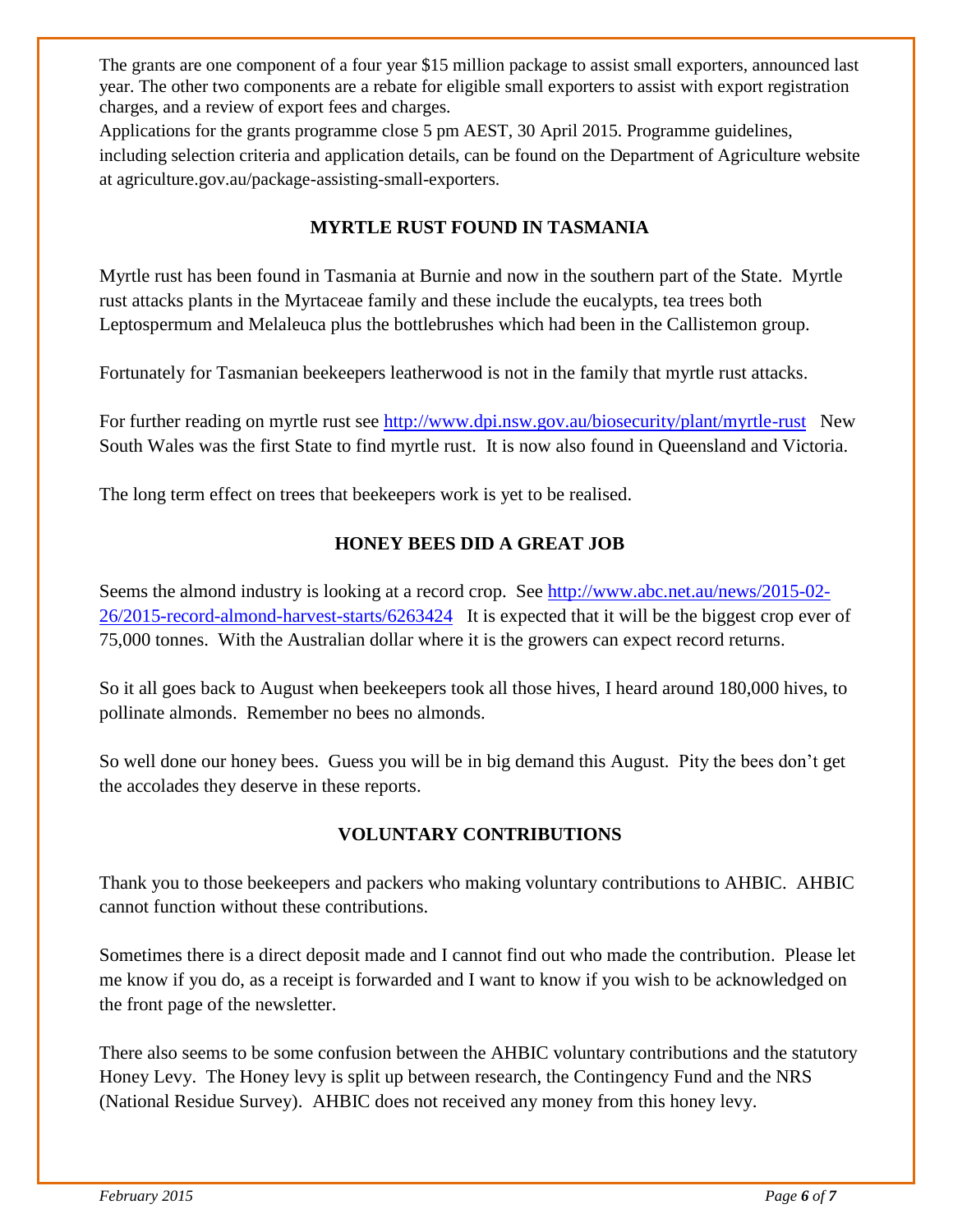The grants are one component of a four year $15 million package to assist small exporters, announced last year. The other two components are a rebate for eligible small exporters to assist with export registration charges, and a review of export fees and charges.

Applications for the grants programme close 5 pm AEST, 30 April 2015. Programme guidelines, including selection criteria and application details, can be found on the Department of Agriculture website at agriculture.gov.au/package-assisting-small-exporters.

## MYRTLE RUST FOUND IN TASMANIA

Myrtle rust has been found in Tasmania at Burnie and now in the southern part of the State. Myrtle rust attacks plants in the Myrtaceae family and these include the eucalypts, tea trees both Leptospermum and Melaleuca plus the bottlebrushes which had been in the Callistemon group.

Fortunately for Tasmanian beekeepers leatherwood is not in the family that myrtle rust attacks.

For further reading on myrtle rust see http://www.dpi.nsw.gov.au/biosecurity/plant/myrtle-rust New South Wales was the first State to find myrtle rust. It is now also found in Queensland and Victoria.

The long term effect on trees that beekeepers work is yet to be realised.

## HONEY BEES DID A GREAT JOB

Seems the almond industry is looking at a record crop. See http://www.abc.net.au/news/2015-02-26/2015-record-almond-harvest-starts/6263424 It is expected that it will be the biggest crop ever of 75,000 tonnes. With the Australian dollar where it is the growers can expect record returns.

So it all goes back to August when beekeepers took all those hives, I heard around 180,000 hives, to pollinate almonds. Remember no bees no almonds.

So well done our honey bees. Guess you will be in big demand this August. Pity the bees don't get the accolades they deserve in these reports.

## VOLUNTARY CONTRIBUTIONS

Thank you to those beekeepers and packers who making voluntary contributions to AHBIC. AHBIC cannot function without these contributions.

Sometimes there is a direct deposit made and I cannot find out who made the contribution. Please let me know if you do, as a receipt is forwarded and I want to know if you wish to be acknowledged on the front page of the newsletter.

There also seems to be some confusion between the AHBIC voluntary contributions and the statutory Honey Levy. The Honey levy is split up between research, the Contingency Fund and the NRS (National Residue Survey). AHBIC does not received any money from this honey levy.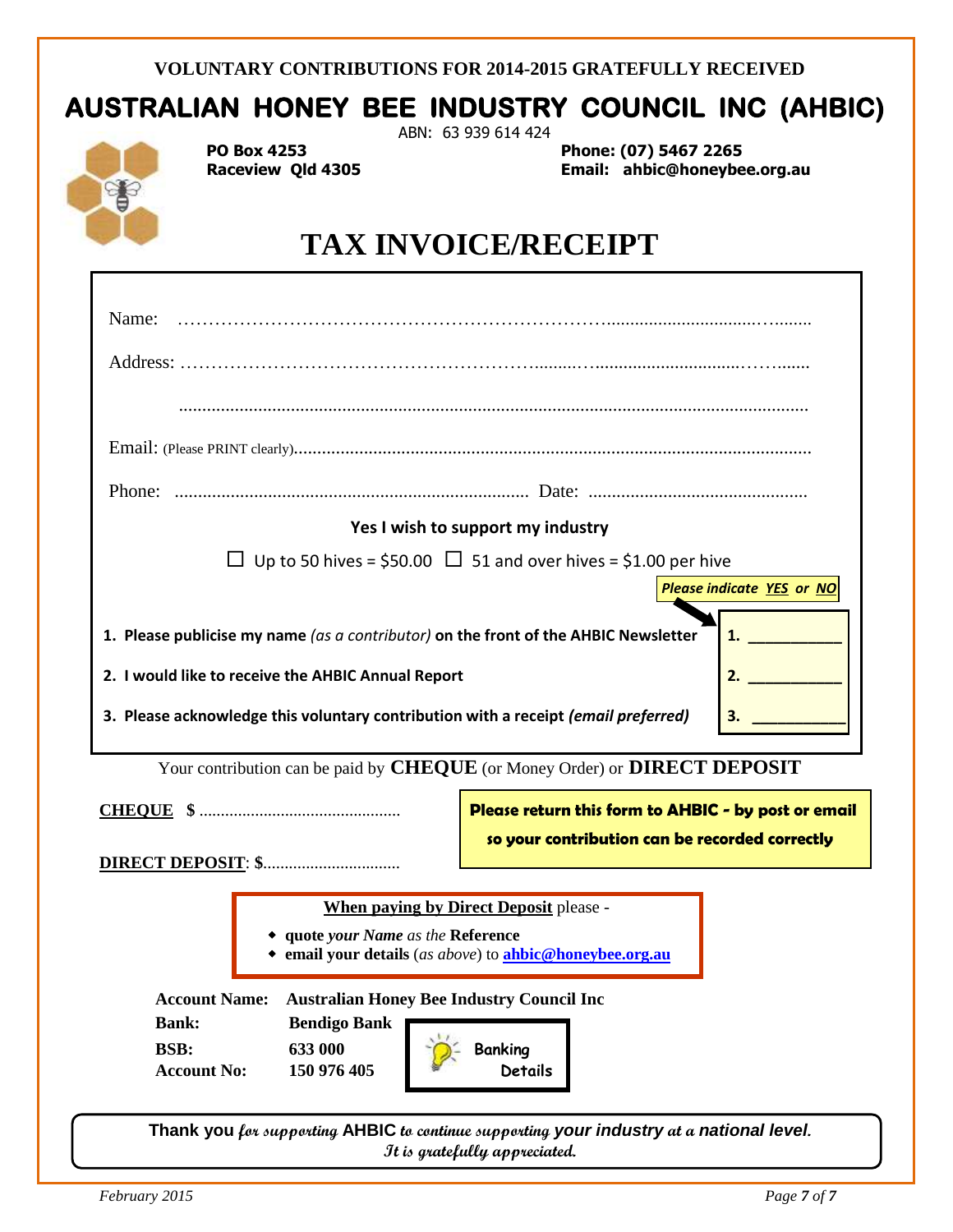**VOLUNTARY CONTRIBUTIONS FOR 2014-2015 GRATEFULLY RECEIVED**

# AUSTRALIAN HONEY BEE INDUSTRY COUNCIL INC (AHBIC)

ABN: 63 939 614 424

**PO Box 4253**
**Raceview Qld 4305**

**Phone: (07) 5467 2265**
**Email: ahbic@honeybee.org.au**

# TAX INVOICE/RECEIPT

Name: ……………………………………………………………………………………………

Address: ……………………………………………………………………………………………

……………………………………………………………………………………………

Email: (Please PRINT clearly)……………………………………………………………………………

Phone: ……………………………………………… Date: ………………………………………

**Yes I wish to support my industry**

☐ Up to 50 hives = $50.00 ☐ 51 and over hives = $1.00 per hive

***Please indicate YES or NO***

1. **Please publicise my name** *(as a contributor)* **on the front of the AHBIC Newsletter** — **1.** ________
2. **I would like to receive the AHBIC Annual Report** — **2.** ________
3. **Please acknowledge this voluntary contribution with a receipt** ***(email preferred)*** — **3.** ________

Your contribution can be paid by **CHEQUE** (or Money Order) or **DIRECT DEPOSIT**

**CHEQUE $** ……………………………………

**DIRECT DEPOSIT: $**……………………………

**Please return this form to AHBIC - by post or email so your contribution can be recorded correctly**

**When paying by Direct Deposit** please -

- **quote** ***your Name*** *as the* **Reference**
- **email your details** (*as above*) to **ahbic@honeybee.org.au**

| | |
|---|---|
| **Account Name:** | **Australian Honey Bee Industry Council Inc** |
| **Bank:** | **Bendigo Bank** |
| **BSB:** | **633 000** |
| **Account No:** | **150 976 405** |

Banking Details

**Thank you** ***for supporting*** **AHBIC** ***to continue supporting*** ***your industry*** ***at a*** ***national level.*** ***It is gratefully appreciated.***

*February 2015*